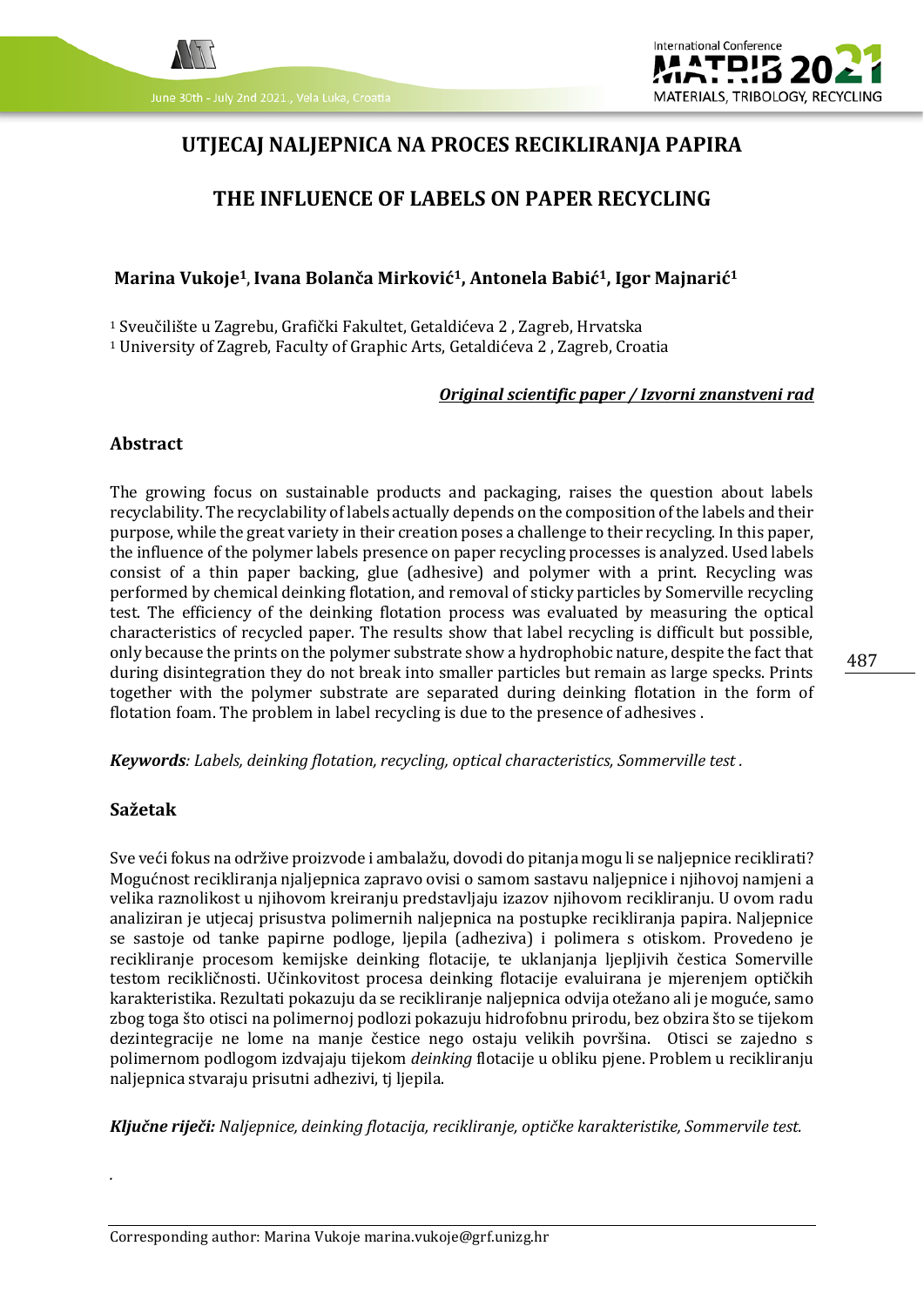# UTJECAJ NALJEPNICA NA PROCES RECIKLIRANJA PAPIRA

# THE INFLUENCE OF LABELS ON PAPER RECYCLING

**Marina Vukoje[1], Ivana Bolanča Mirković[1], Antonela Babić[1], Igor Majnarić[1]**

[1] Sveučilište u Zagrebu, Grafički Fakultet, Getaldićeva 2 , Zagreb, Hrvatska
[1] University of Zagreb, Faculty of Graphic Arts, Getaldićeva 2 , Zagreb, Croatia

***Original scientific paper / Izvorni znanstveni rad***

## Abstract

The growing focus on sustainable products and packaging, raises the question about labels recyclability. The recyclability of labels actually depends on the composition of the labels and their purpose, while the great variety in their creation poses a challenge to their recycling. In this paper, the influence of the polymer labels presence on paper recycling processes is analyzed. Used labels consist of a thin paper backing, glue (adhesive) and polymer with a print. Recycling was performed by chemical deinking flotation, and removal of sticky particles by Somerville recycling test. The efficiency of the deinking flotation process was evaluated by measuring the optical characteristics of recycled paper. The results show that label recycling is difficult but possible, only because the prints on the polymer substrate show a hydrophobic nature, despite the fact that during disintegration they do not break into smaller particles but remain as large specks. Prints together with the polymer substrate are separated during deinking flotation in the form of flotation foam. The problem in label recycling is due to the presence of adhesives .

***Keywords****: Labels, deinking flotation, recycling, optical characteristics, Sommerville test .*

## Sažetak

Sve veći fokus na održive proizvode i ambalažu, dovodi do pitanja mogu li se naljepnice reciklirati? Mogućnost recikliranja njaljepnica zapravo ovisi o samom sastavu naljepnice i njihovoj namjeni a velika raznolikost u njihovom kreiranju predstavljaju izazov njihovom recikliranju. U ovom radu analiziran je utjecaj prisustva polimernih naljepnica na postupke recikliranja papira. Naljepnice se sastoje od tanke papirne podloge, ljepila (adheziva) i polimera s otiskom. Provedeno je recikliranje procesom kemijske deinking flotacije, te uklanjanja ljepljivih čestica Somerville testom recikličnosti. Učinkovitost procesa deinking flotacije evaluirana je mjerenjem optičkih karakteristika. Rezultati pokazuju da se recikliranje naljepnica odvija otežano ali je moguće, samo zbog toga što otisci na polimernoj podlozi pokazuju hidrofobnu prirodu, bez obzira što se tijekom dezintegracije ne lome na manje čestice nego ostaju velikih površina. Otisci se zajedno s polimernom podlogom izdvajaju tijekom *deinking* flotacije u obliku pjene. Problem u recikliranju naljepnica stvaraju prisutni adhezivi, tj ljepila.

***Ključne riječi:*** *Naljepnice, deinking flotacija, recikliranje, optičke karakteristike, Sommervile test.*

Corresponding author: Marina Vukoje marina.vukoje@grf.unizg.hr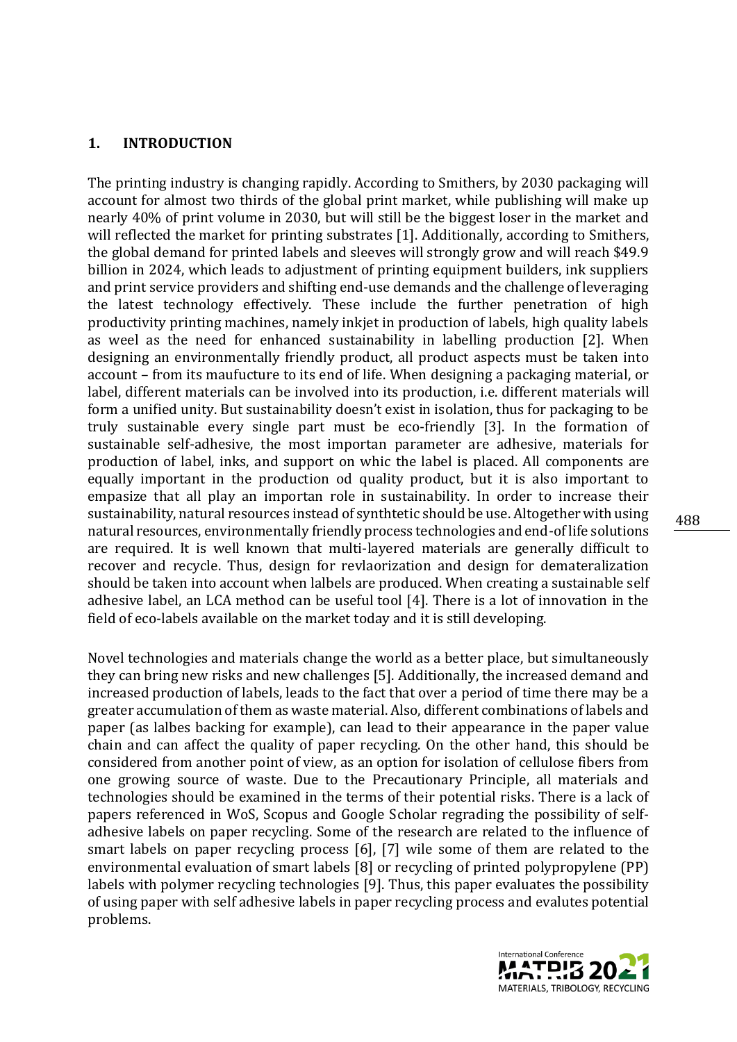## 1. INTRODUCTION

The printing industry is changing rapidly. According to Smithers, by 2030 packaging will account for almost two thirds of the global print market, while publishing will make up nearly 40% of print volume in 2030, but will still be the biggest loser in the market and will reflected the market for printing substrates [1]. Additionally, according to Smithers, the global demand for printed labels and sleeves will strongly grow and will reach $49.9 billion in 2024, which leads to adjustment of printing equipment builders, ink suppliers and print service providers and shifting end-use demands and the challenge of leveraging the latest technology effectively. These include the further penetration of high productivity printing machines, namely inkjet in production of labels, high quality labels as weel as the need for enhanced sustainability in labelling production [2]. When designing an environmentally friendly product, all product aspects must be taken into account – from its maufucture to its end of life. When designing a packaging material, or label, different materials can be involved into its production, i.e. different materials will form a unified unity. But sustainability doesn't exist in isolation, thus for packaging to be truly sustainable every single part must be eco-friendly [3]. In the formation of sustainable self-adhesive, the most importan parameter are adhesive, materials for production of label, inks, and support on whic the label is placed. All components are equally important in the production od quality product, but it is also important to empasize that all play an importan role in sustainability. In order to increase their sustainability, natural resources instead of synthtetic should be use. Altogether with using natural resources, environmentally friendly process technologies and end-of life solutions are required. It is well known that multi-layered materials are generally difficult to recover and recycle. Thus, design for revlaorization and design for demateralization should be taken into account when lalbels are produced. When creating a sustainable self adhesive label, an LCA method can be useful tool [4]. There is a lot of innovation in the field of eco-labels available on the market today and it is still developing.

Novel technologies and materials change the world as a better place, but simultaneously they can bring new risks and new challenges [5]. Additionally, the increased demand and increased production of labels, leads to the fact that over a period of time there may be a greater accumulation of them as waste material. Also, different combinations of labels and paper (as lalbes backing for example), can lead to their appearance in the paper value chain and can affect the quality of paper recycling. On the other hand, this should be considered from another point of view, as an option for isolation of cellulose fibers from one growing source of waste. Due to the Precautionary Principle, all materials and technologies should be examined in the terms of their potential risks. There is a lack of papers referenced in WoS, Scopus and Google Scholar regrading the possibility of self-adhesive labels on paper recycling. Some of the research are related to the influence of smart labels on paper recycling process [6], [7] wile some of them are related to the environmental evaluation of smart labels [8] or recycling of printed polypropylene (PP) labels with polymer recycling technologies [9]. Thus, this paper evaluates the possibility of using paper with self adhesive labels in paper recycling process and evalutes potential problems.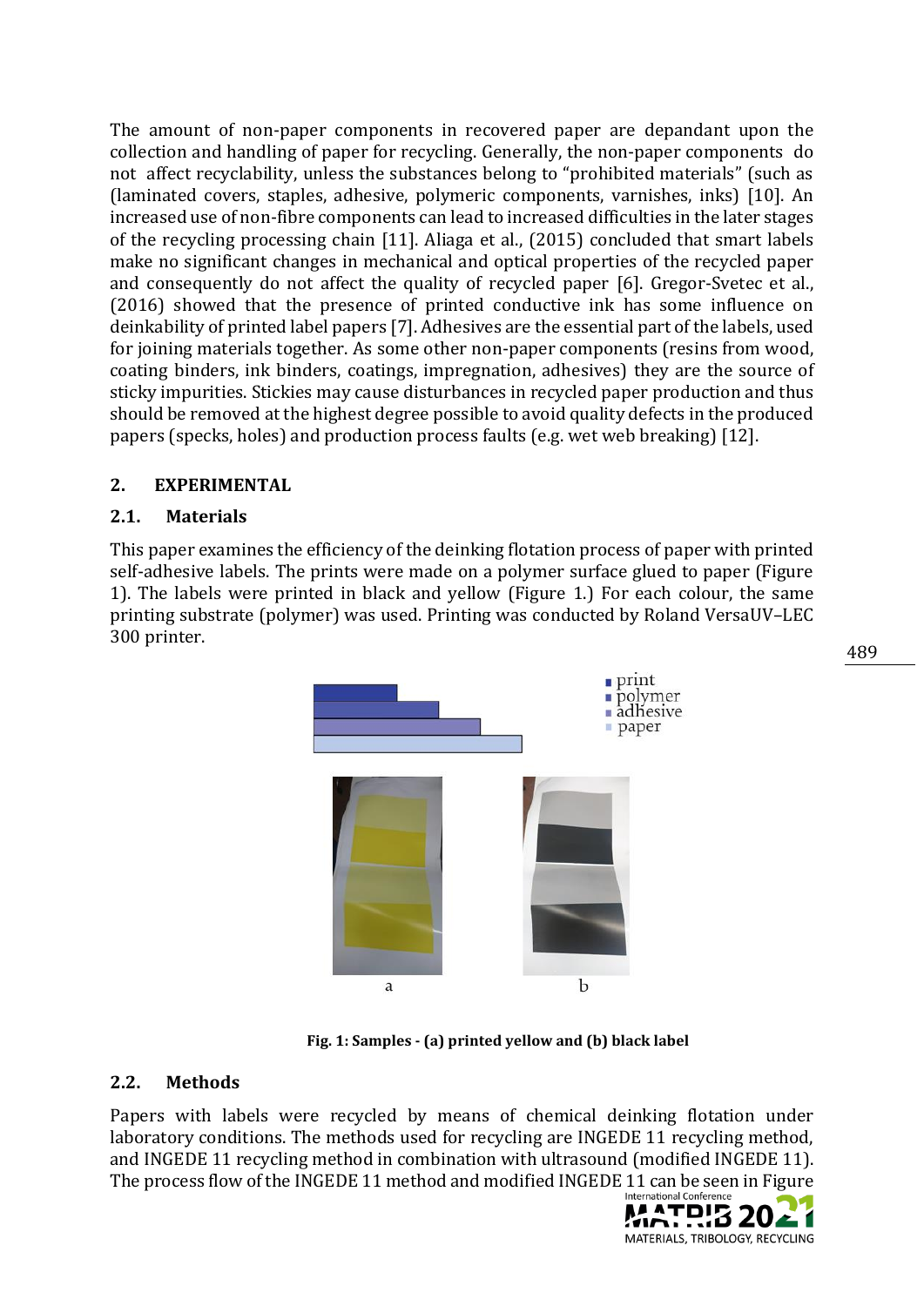The amount of non-paper components in recovered paper are depandant upon the collection and handling of paper for recycling. Generally, the non-paper components do not affect recyclability, unless the substances belong to "prohibited materials" (such as (laminated covers, staples, adhesive, polymeric components, varnishes, inks) [10]. An increased use of non-fibre components can lead to increased difficulties in the later stages of the recycling processing chain [11]. Aliaga et al., (2015) concluded that smart labels make no significant changes in mechanical and optical properties of the recycled paper and consequently do not affect the quality of recycled paper [6]. Gregor-Svetec et al., (2016) showed that the presence of printed conductive ink has some influence on deinkability of printed label papers [7]. Adhesives are the essential part of the labels, used for joining materials together. As some other non-paper components (resins from wood, coating binders, ink binders, coatings, impregnation, adhesives) they are the source of sticky impurities. Stickies may cause disturbances in recycled paper production and thus should be removed at the highest degree possible to avoid quality defects in the produced papers (specks, holes) and production process faults (e.g. wet web breaking) [12].

## 2. EXPERIMENTAL

### 2.1. Materials

This paper examines the efficiency of the deinking flotation process of paper with printed self-adhesive labels. The prints were made on a polymer surface glued to paper (Figure 1). The labels were printed in black and yellow (Figure 1.) For each colour, the same printing substrate (polymer) was used. Printing was conducted by Roland VersaUV–LEC 300 printer.

Fig. 1: Samples - (a) printed yellow and (b) black label

### 2.2. Methods

Papers with labels were recycled by means of chemical deinking flotation under laboratory conditions. The methods used for recycling are INGEDE 11 recycling method, and INGEDE 11 recycling method in combination with ultrasound (modified INGEDE 11). The process flow of the INGEDE 11 method and modified INGEDE 11 can be seen in Figure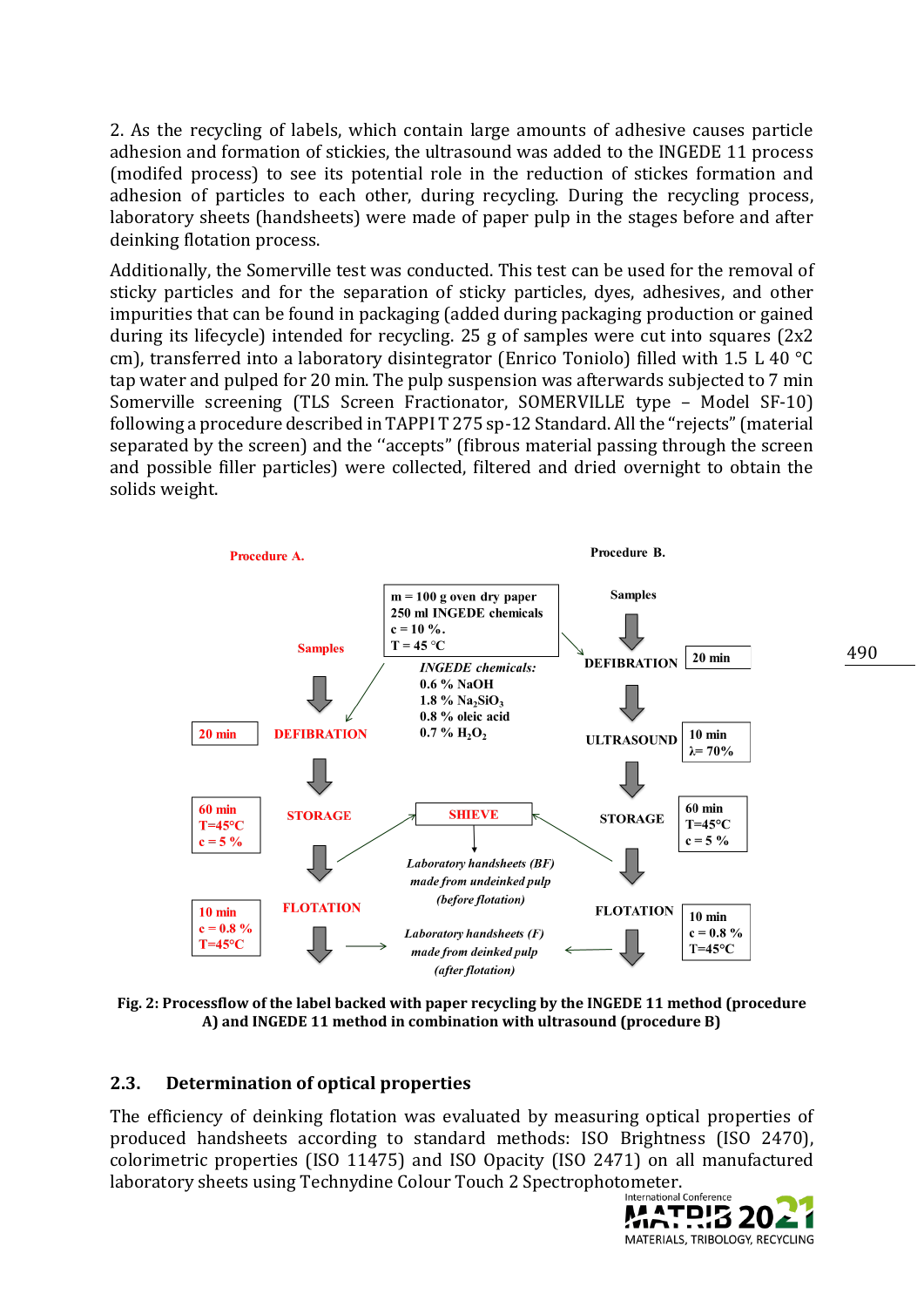2. As the recycling of labels, which contain large amounts of adhesive causes particle adhesion and formation of stickies, the ultrasound was added to the INGEDE 11 process (modifed process) to see its potential role in the reduction of stickes formation and adhesion of particles to each other, during recycling. During the recycling process, laboratory sheets (handsheets) were made of paper pulp in the stages before and after deinking flotation process.

Additionally, the Somerville test was conducted. This test can be used for the removal of sticky particles and for the separation of sticky particles, dyes, adhesives, and other impurities that can be found in packaging (added during packaging production or gained during its lifecycle) intended for recycling. 25 g of samples were cut into squares (2x2 cm), transferred into a laboratory disintegrator (Enrico Toniolo) filled with 1.5 L 40 °C tap water and pulped for 20 min. The pulp suspension was afterwards subjected to 7 min Somerville screening (TLS Screen Fractionator, SOMERVILLE type – Model SF-10) following a procedure described in TAPPI T 275 sp-12 Standard. All the "rejects" (material separated by the screen) and the "accepts" (fibrous material passing through the screen and possible filler particles) were collected, filtered and dried overnight to obtain the solids weight.

Procedure A.

Procedure B.

m = 100 g oven dry paper
250 ml INGEDE chemicals
c = 10 %.
T = 45 °C

*INGEDE chemicals:*
0.6 % NaOH
1.8 % $Na_2SiO_3$
0.8 % oleic acid
0.7 % $H_2O_2$

Procedure A: Samples → DEFIBRATION (20 min) → STORAGE (60 min, T=45°C, c = 5 %) → FLOTATION (10 min, c = 0.8 %, T=45°C)

Procedure B: Samples → DEFIBRATION (20 min) → ULTRASOUND (10 min, λ= 70%) → STORAGE (60 min, T=45°C, c = 5 %) → FLOTATION (10 min, c = 0.8 %, T=45°C)

SHIEVE

*Laboratory handsheets (BF) made from undeinked pulp (before flotation)*

*Laboratory handsheets (F) made from deinked pulp (after flotation)*

**Fig. 2: Processflow of the label backed with paper recycling by the INGEDE 11 method (procedure A) and INGEDE 11 method in combination with ultrasound (procedure B)**

## 2.3. Determination of optical properties

The efficiency of deinking flotation was evaluated by measuring optical properties of produced handsheets according to standard methods: ISO Brightness (ISO 2470), colorimetric properties (ISO 11475) and ISO Opacity (ISO 2471) on all manufactured laboratory sheets using Technydine Colour Touch 2 Spectrophotometer.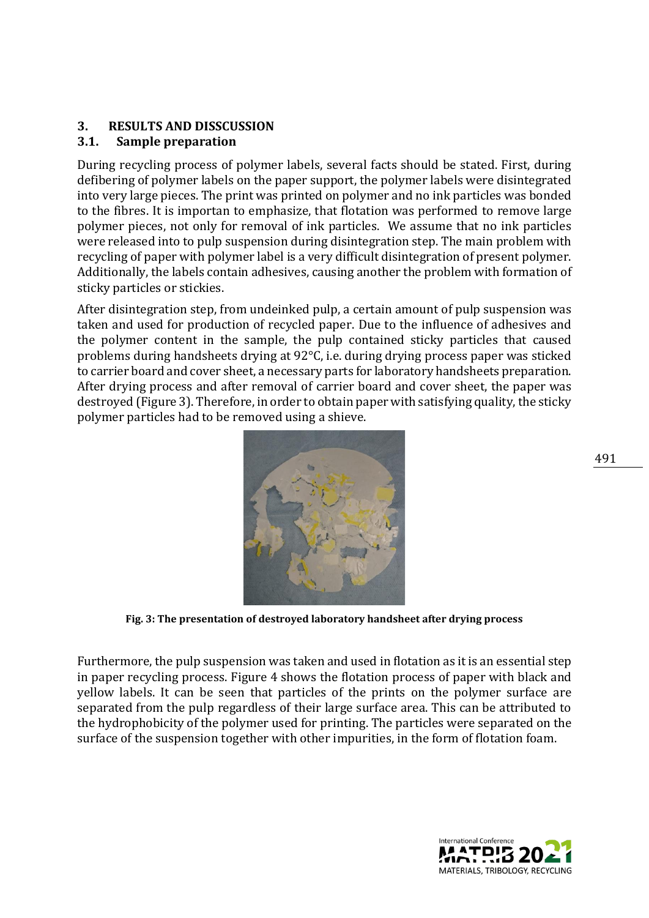## 3. RESULTS AND DISSCUSSION

### 3.1. Sample preparation

During recycling process of polymer labels, several facts should be stated. First, during defibering of polymer labels on the paper support, the polymer labels were disintegrated into very large pieces. The print was printed on polymer and no ink particles was bonded to the fibres. It is importan to emphasize, that flotation was performed to remove large polymer pieces, not only for removal of ink particles. We assume that no ink particles were released into to pulp suspension during disintegration step. The main problem with recycling of paper with polymer label is a very difficult disintegration of present polymer. Additionally, the labels contain adhesives, causing another the problem with formation of sticky particles or stickies.

After disintegration step, from undeinked pulp, a certain amount of pulp suspension was taken and used for production of recycled paper. Due to the influence of adhesives and the polymer content in the sample, the pulp contained sticky particles that caused problems during handsheets drying at 92°C, i.e. during drying process paper was sticked to carrier board and cover sheet, a necessary parts for laboratory handsheets preparation. After drying process and after removal of carrier board and cover sheet, the paper was destroyed (Figure 3). Therefore, in order to obtain paper with satisfying quality, the sticky polymer particles had to be removed using a shieve.

**Fig. 3: The presentation of destroyed laboratory handsheet after drying process**

Furthermore, the pulp suspension was taken and used in flotation as it is an essential step in paper recycling process. Figure 4 shows the flotation process of paper with black and yellow labels. It can be seen that particles of the prints on the polymer surface are separated from the pulp regardless of their large surface area. This can be attributed to the hydrophobicity of the polymer used for printing. The particles were separated on the surface of the suspension together with other impurities, in the form of flotation foam.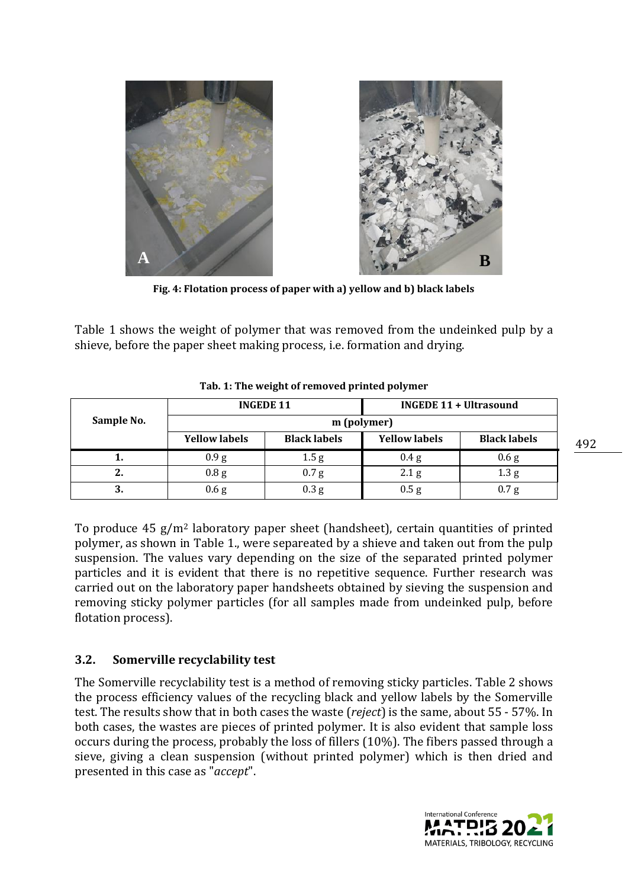Fig. 4: Flotation process of paper with a) yellow and b) black labels

Table 1 shows the weight of polymer that was removed from the undeinked pulp by a shieve, before the paper sheet making process, i.e. formation and drying.

**Tab. 1: The weight of removed printed polymer**

| Sample No. | INGEDE 11 | | INGEDE 11 + Ultrasound | |
|---|---|---|---|---|
| | m (polymer) | | | |
| | Yellow labels | Black labels | Yellow labels | Black labels |
| **1.** | 0.9 g | 1.5 g | 0.4 g | 0.6 g |
| **2.** | 0.8 g | 0.7 g | 2.1 g | 1.3 g |
| **3.** | 0.6 g | 0.3 g | 0.5 g | 0.7 g |

To produce 45 g/m$^2$ laboratory paper sheet (handsheet), certain quantities of printed polymer, as shown in Table 1., were separeated by a shieve and taken out from the pulp suspension. The values vary depending on the size of the separated printed polymer particles and it is evident that there is no repetitive sequence. Further research was carried out on the laboratory paper handsheets obtained by sieving the suspension and removing sticky polymer particles (for all samples made from undeinked pulp, before flotation process).

### 3.2. Somerville recyclability test

The Somerville recyclability test is a method of removing sticky particles. Table 2 shows the process efficiency values of the recycling black and yellow labels by the Somerville test. The results show that in both cases the waste (*reject*) is the same, about 55 - 57%. In both cases, the wastes are pieces of printed polymer. It is also evident that sample loss occurs during the process, probably the loss of fillers (10%). The fibers passed through a sieve, giving a clean suspension (without printed polymer) which is then dried and presented in this case as "*accept*".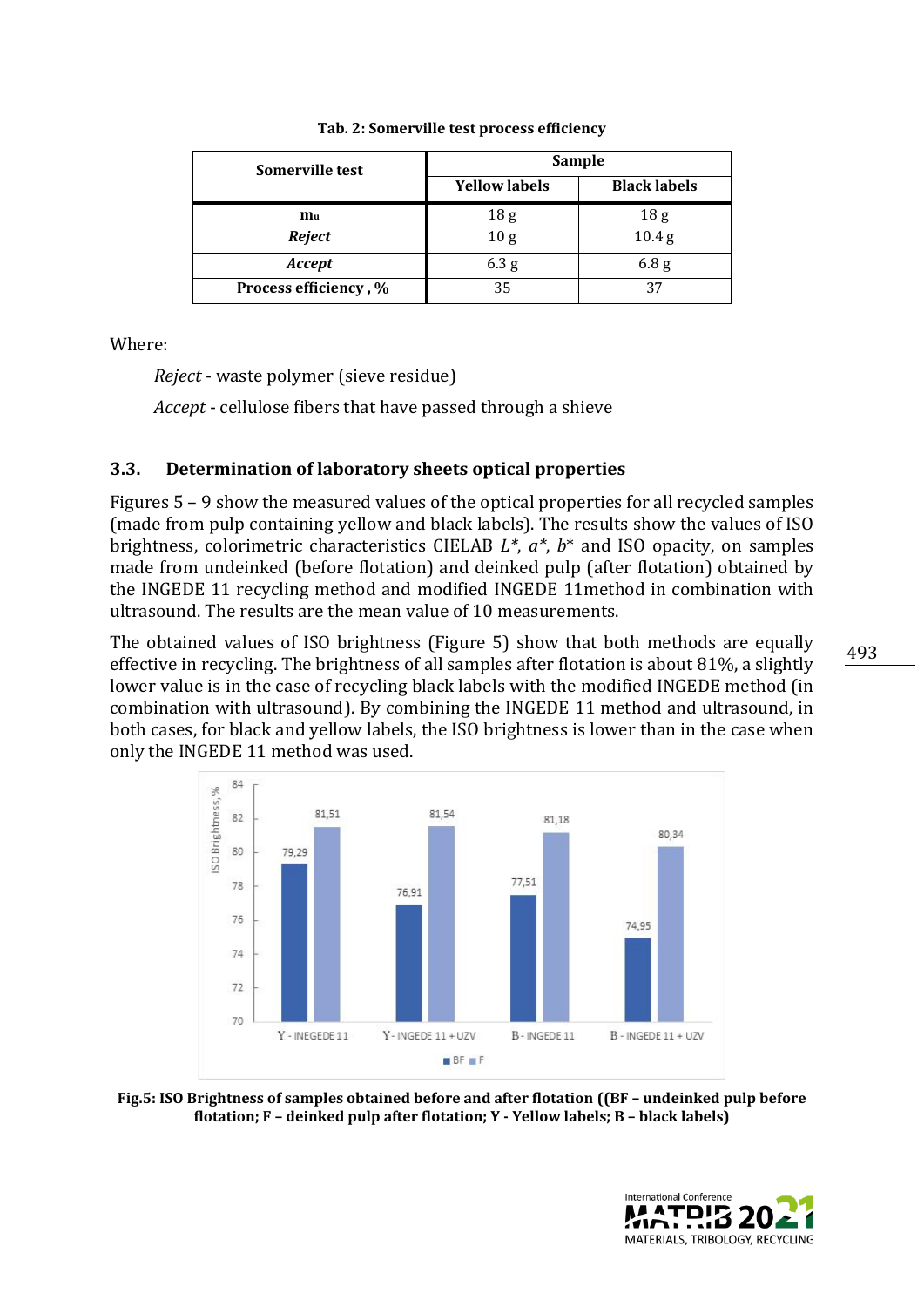**Tab. 2: Somerville test process efficiency**

| Somerville test | Sample | |
|---|---|---|
| | Yellow labels | Black labels |
| $m_u$ | 18 g | 18 g |
| *Reject* | 10 g | 10.4 g |
| *Accept* | 6.3 g | 6.8 g |
| Process efficiency , % | 35 | 37 |

Where:

*Reject* - waste polymer (sieve residue)

*Accept* - cellulose fibers that have passed through a shieve

### 3.3. Determination of laboratory sheets optical properties

Figures 5 – 9 show the measured values of the optical properties for all recycled samples (made from pulp containing yellow and black labels). The results show the values of ISO brightness, colorimetric characteristics CIELAB $L^*$, $a^*$, $b^*$ and ISO opacity, on samples made from undeinked (before flotation) and deinked pulp (after flotation) obtained by the INGEDE 11 recycling method and modified INGEDE 11method in combination with ultrasound. The results are the mean value of 10 measurements.

The obtained values of ISO brightness (Figure 5) show that both methods are equally effective in recycling. The brightness of all samples after flotation is about 81%, a slightly lower value is in the case of recycling black labels with the modified INGEDE method (in combination with ultrasound). By combining the INGEDE 11 method and ultrasound, in both cases, for black and yellow labels, the ISO brightness is lower than in the case when only the INGEDE 11 method was used.

**Fig.5: ISO Brightness of samples obtained before and after flotation ((BF – undeinked pulp before flotation; F – deinked pulp after flotation; Y - Yellow labels; B – black labels)**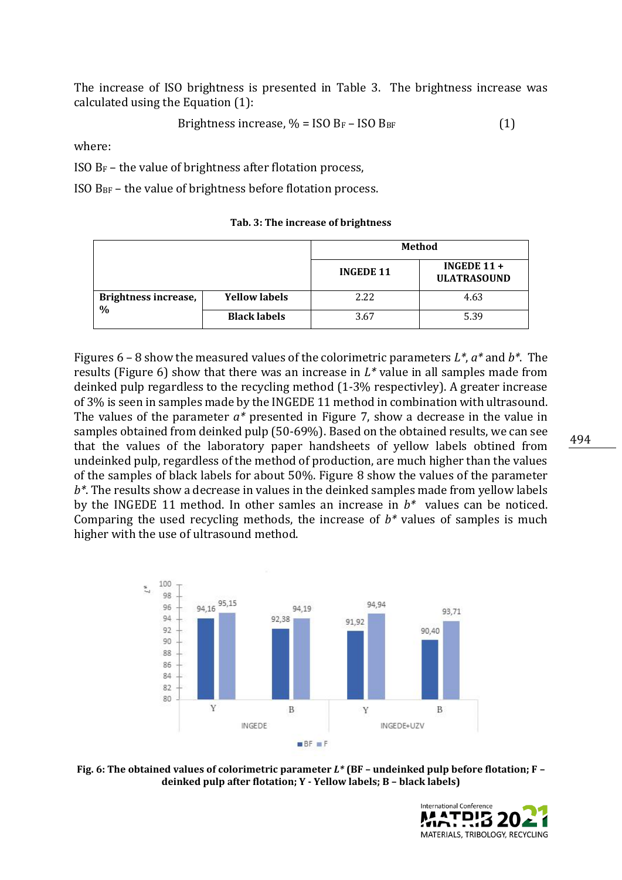The increase of ISO brightness is presented in Table 3. The brightness increase was calculated using the Equation (1):

$$\text{Brightness increase, \%} = \text{ISO } B_F - \text{ISO } B_{BF} \quad (1)$$

where:

ISO $B_F$ – the value of brightness after flotation process,

ISO $B_{BF}$ – the value of brightness before flotation process.

**Tab. 3: The increase of brightness**

| | | Method | |
|---|---|---|---|
| | | **INGEDE 11** | **INGEDE 11 + ULATRASOUND** |
| **Brightness increase, %** | **Yellow labels** | 2.22 | 4.63 |
| | **Black labels** | 3.67 | 5.39 |

Figures 6 – 8 show the measured values of the colorimetric parameters *L\**, *a\** and *b\**. The results (Figure 6) show that there was an increase in *L\** value in all samples made from deinked pulp regardless to the recycling method (1-3% respectivley). A greater increase of 3% is seen in samples made by the INGEDE 11 method in combination with ultrasound. The values of the parameter *a\** presented in Figure 7, show a decrease in the value in samples obtained from deinked pulp (50-69%). Based on the obtained results, we can see that the values of the laboratory paper handsheets of yellow labels obtined from undeinked pulp, regardless of the method of production, are much higher than the values of the samples of black labels for about 50%. Figure 8 show the values of the parameter *b\**. The results show a decrease in values in the deinked samples made from yellow labels by the INGEDE 11 method. In other samles an increase in *b\** values can be noticed. Comparing the used recycling methods, the increase of *b\** values of samples is much higher with the use of ultrasound method.

**Fig. 6: The obtained values of colorimetric parameter *L\** (BF – undeinked pulp before flotation; F – deinked pulp after flotation; Y - Yellow labels; B – black labels)**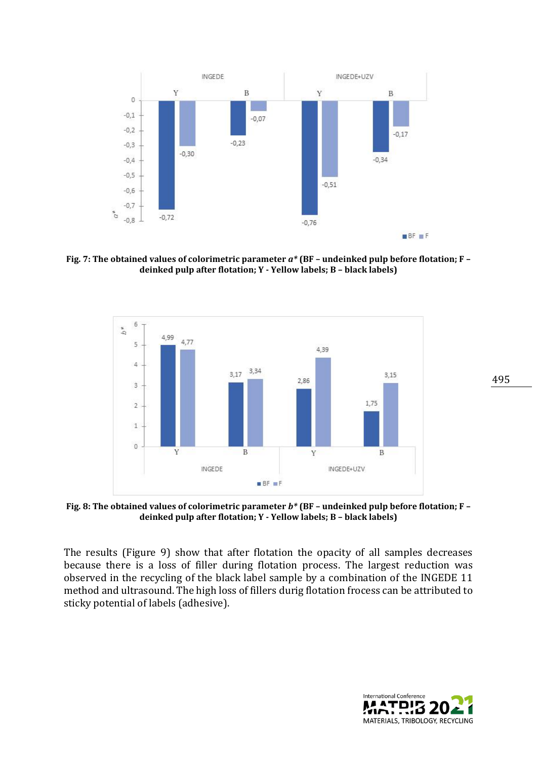**Fig. 7: The obtained values of colorimetric parameter *a\** (BF – undeinked pulp before flotation; F – deinked pulp after flotation; Y - Yellow labels; B – black labels)**

**Fig. 8: The obtained values of colorimetric parameter *b\** (BF – undeinked pulp before flotation; F – deinked pulp after flotation; Y - Yellow labels; B – black labels)**

The results (Figure 9) show that after flotation the opacity of all samples decreases because there is a loss of filler during flotation process. The largest reduction was observed in the recycling of the black label sample by a combination of the INGEDE 11 method and ultrasound. The high loss of fillers durig flotation frocess can be attributed to sticky potential of labels (adhesive).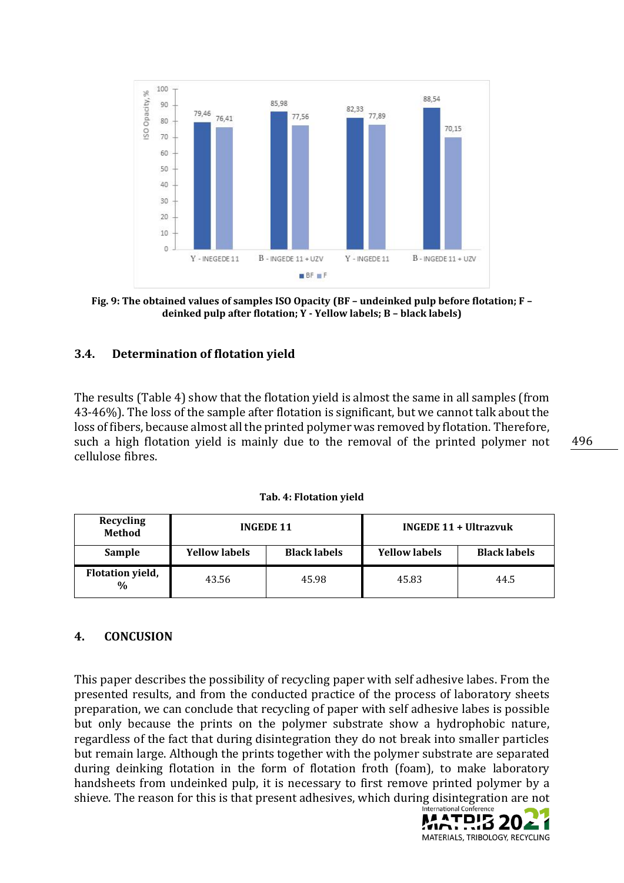Fig. 9: The obtained values of samples ISO Opacity (BF – undeinked pulp before flotation; F – deinked pulp after flotation; Y - Yellow labels; B – black labels)

### 3.4. Determination of flotation yield

The results (Table 4) show that the flotation yield is almost the same in all samples (from 43-46%). The loss of the sample after flotation is significant, but we cannot talk about the loss of fibers, because almost all the printed polymer was removed by flotation. Therefore, such a high flotation yield is mainly due to the removal of the printed polymer not cellulose fibres.

**Tab. 4: Flotation yield**

| Recycling Method | INGEDE 11 | | INGEDE 11 + Ultrazvuk | |
|---|---|---|---|---|
| **Sample** | **Yellow labels** | **Black labels** | **Yellow labels** | **Black labels** |
| **Flotation yield, %** | 43.56 | 45.98 | 45.83 | 44.5 |

## 4. CONCUSION

This paper describes the possibility of recycling paper with self adhesive labes. From the presented results, and from the conducted practice of the process of laboratory sheets preparation, we can conclude that recycling of paper with self adhesive labes is possible but only because the prints on the polymer substrate show a hydrophobic nature, regardless of the fact that during disintegration they do not break into smaller particles but remain large. Although the prints together with the polymer substrate are separated during deinking flotation in the form of flotation froth (foam), to make laboratory handsheets from undeinked pulp, it is necessary to first remove printed polymer by a shieve. The reason for this is that present adhesives, which during disintegration are not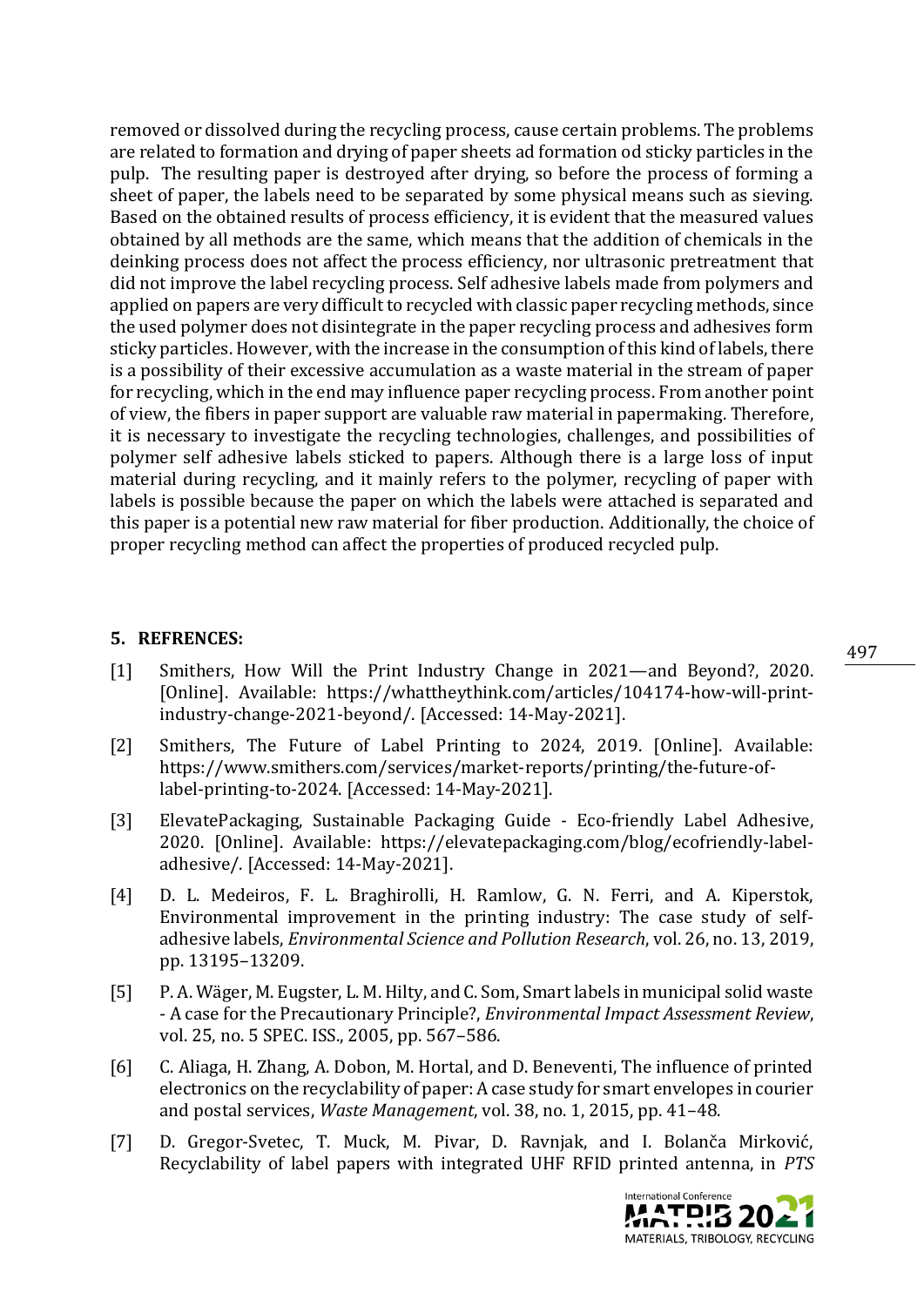removed or dissolved during the recycling process, cause certain problems. The problems are related to formation and drying of paper sheets ad formation od sticky particles in the pulp. The resulting paper is destroyed after drying, so before the process of forming a sheet of paper, the labels need to be separated by some physical means such as sieving. Based on the obtained results of process efficiency, it is evident that the measured values obtained by all methods are the same, which means that the addition of chemicals in the deinking process does not affect the process efficiency, nor ultrasonic pretreatment that did not improve the label recycling process. Self adhesive labels made from polymers and applied on papers are very difficult to recycled with classic paper recycling methods, since the used polymer does not disintegrate in the paper recycling process and adhesives form sticky particles. However, with the increase in the consumption of this kind of labels, there is a possibility of their excessive accumulation as a waste material in the stream of paper for recycling, which in the end may influence paper recycling process. From another point of view, the fibers in paper support are valuable raw material in papermaking. Therefore, it is necessary to investigate the recycling technologies, challenges, and possibilities of polymer self adhesive labels sticked to papers. Although there is a large loss of input material during recycling, and it mainly refers to the polymer, recycling of paper with labels is possible because the paper on which the labels were attached is separated and this paper is a potential new raw material for fiber production. Additionally, the choice of proper recycling method can affect the properties of produced recycled pulp.

## 5. REFRENCES:

[1] Smithers, How Will the Print Industry Change in 2021—and Beyond?, 2020. [Online]. Available: https://whattheythink.com/articles/104174-how-will-print-industry-change-2021-beyond/. [Accessed: 14-May-2021].

[2] Smithers, The Future of Label Printing to 2024, 2019. [Online]. Available: https://www.smithers.com/services/market-reports/printing/the-future-of-label-printing-to-2024. [Accessed: 14-May-2021].

[3] ElevatePackaging, Sustainable Packaging Guide - Eco-friendly Label Adhesive, 2020. [Online]. Available: https://elevatepackaging.com/blog/ecofriendly-label-adhesive/. [Accessed: 14-May-2021].

[4] D. L. Medeiros, F. L. Braghirolli, H. Ramlow, G. N. Ferri, and A. Kiperstok, Environmental improvement in the printing industry: The case study of self-adhesive labels, *Environmental Science and Pollution Research*, vol. 26, no. 13, 2019, pp. 13195–13209.

[5] P. A. Wäger, M. Eugster, L. M. Hilty, and C. Som, Smart labels in municipal solid waste - A case for the Precautionary Principle?, *Environmental Impact Assessment Review*, vol. 25, no. 5 SPEC. ISS., 2005, pp. 567–586.

[6] C. Aliaga, H. Zhang, A. Dobon, M. Hortal, and D. Beneventi, The influence of printed electronics on the recyclability of paper: A case study for smart envelopes in courier and postal services, *Waste Management*, vol. 38, no. 1, 2015, pp. 41–48.

[7] D. Gregor-Svetec, T. Muck, M. Pivar, D. Ravnjak, and I. Bolanča Mirković, Recyclability of label papers with integrated UHF RFID printed antenna, in *PTS*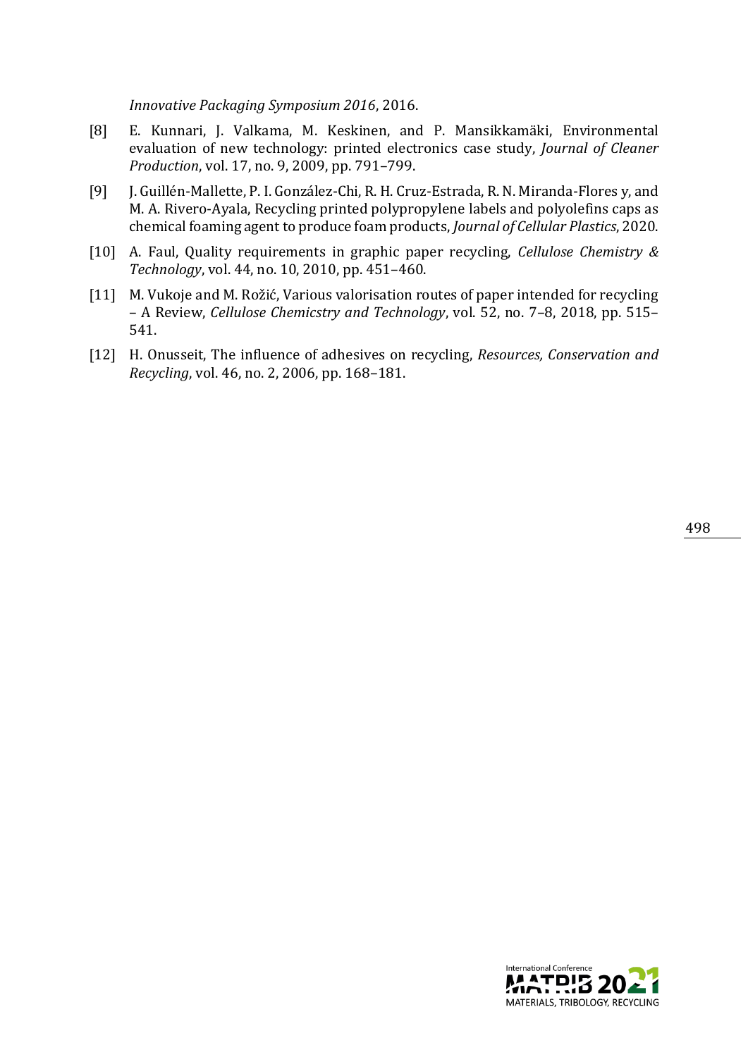*Innovative Packaging Symposium 2016*, 2016.

[8] E. Kunnari, J. Valkama, M. Keskinen, and P. Mansikkamäki, Environmental evaluation of new technology: printed electronics case study, *Journal of Cleaner Production*, vol. 17, no. 9, 2009, pp. 791–799.

[9] J. Guillén-Mallette, P. I. González-Chi, R. H. Cruz-Estrada, R. N. Miranda-Flores y, and M. A. Rivero-Ayala, Recycling printed polypropylene labels and polyolefins caps as chemical foaming agent to produce foam products, *Journal of Cellular Plastics*, 2020.

[10] A. Faul, Quality requirements in graphic paper recycling, *Cellulose Chemistry & Technology*, vol. 44, no. 10, 2010, pp. 451–460.

[11] M. Vukoje and M. Rožić, Various valorisation routes of paper intended for recycling – A Review, *Cellulose Chemicstry and Technology*, vol. 52, no. 7–8, 2018, pp. 515–541.

[12] H. Onusseit, The influence of adhesives on recycling, *Resources, Conservation and Recycling*, vol. 46, no. 2, 2006, pp. 168–181.